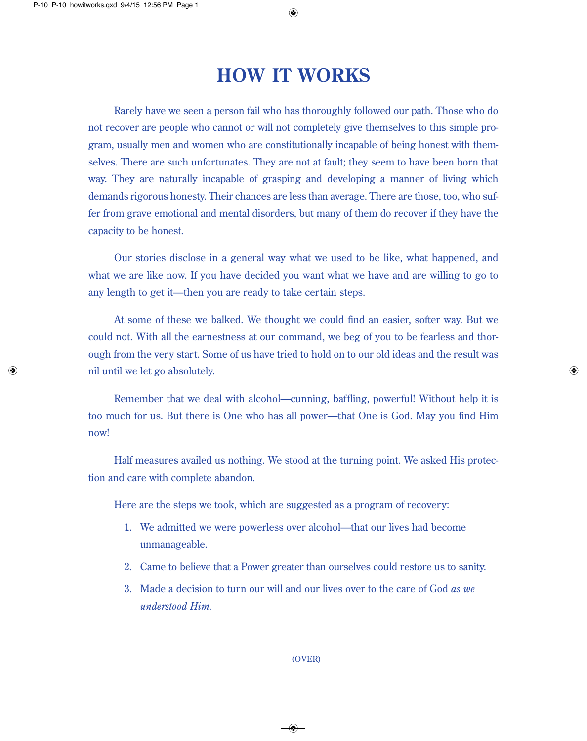# HOW IT WORKS

Rarely have we seen a person fail who has thoroughly followed our path. Those who do not recover are people who cannot or will not completely give themselves to this simple program, usually men and women who are constitutionally incapable of being honest with themselves. There are such unfortunates. They are not at fault; they seem to have been born that way. They are naturally incapable of grasping and developing a manner of living which demands rigorous honesty. Their chances are less than average. There are those, too, who suffer from grave emotional and mental disorders, but many of them do recover if they have the capacity to be honest.

Our stories disclose in a general way what we used to be like, what happened, and what we are like now. If you have decided you want what we have and are willing to go to any length to get it—then you are ready to take certain steps.

At some of these we balked. We thought we could find an easier, softer way. But we could not. With all the earnestness at our command, we beg of you to be fearless and thorough from the very start. Some of us have tried to hold on to our old ideas and the result was nil until we let go absolutely.

Remember that we deal with alcohol—cunning, baffling, powerful! Without help it is too much for us. But there is One who has all power—that One is God. May you find Him now!

Half measures availed us nothing. We stood at the turning point. We asked His protection and care with complete abandon.

Here are the steps we took, which are suggested as a program of recovery:

1. We admitted we were powerless over alcohol—that our lives had become unmanageable.
2. Came to believe that a Power greater than ourselves could restore us to sanity.
3. Made a decision to turn our will and our lives over to the care of God *as we understood Him.*

(OVER)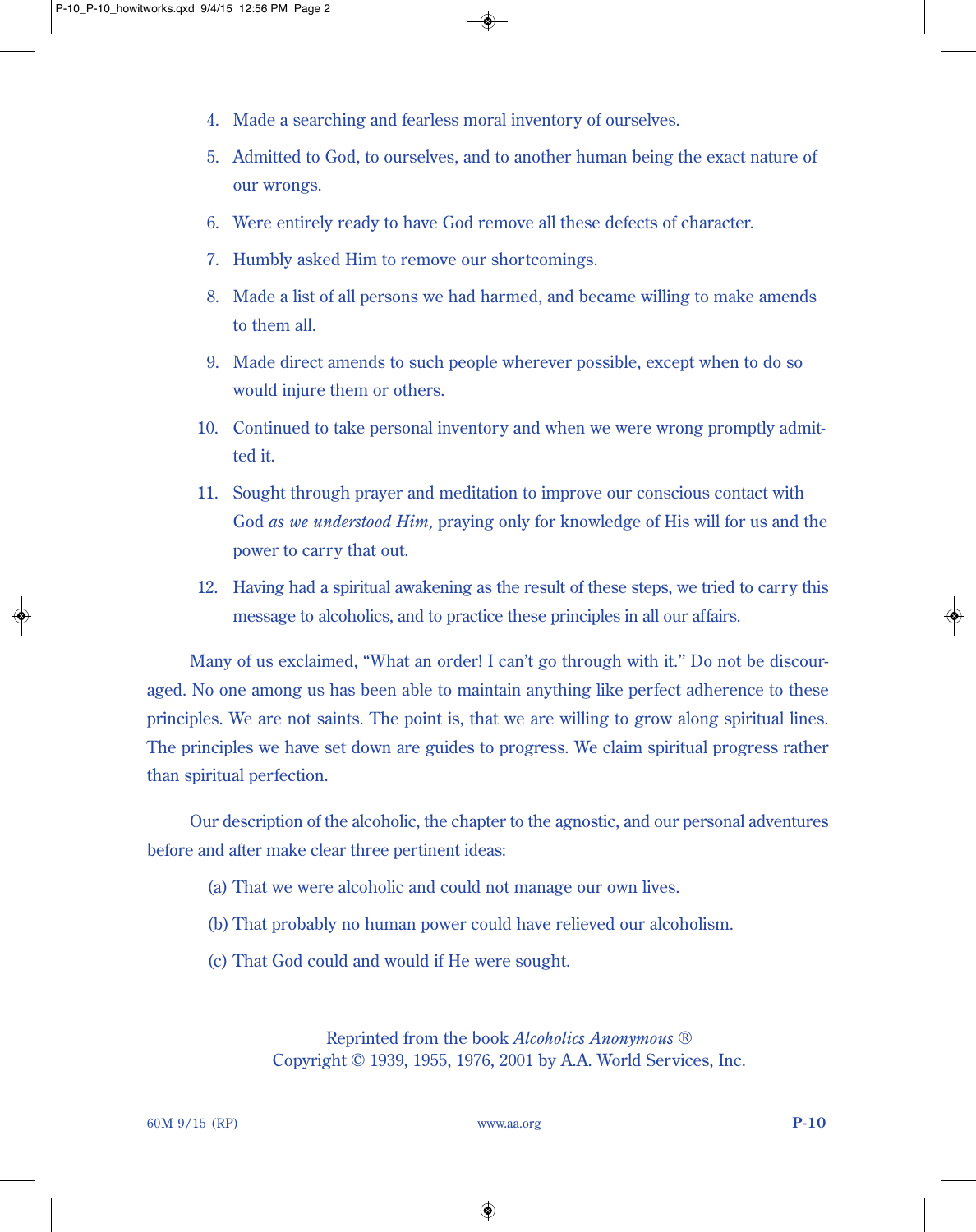4. Made a searching and fearless moral inventory of ourselves.
5. Admitted to God, to ourselves, and to another human being the exact nature of our wrongs.
6. Were entirely ready to have God remove all these defects of character.
7. Humbly asked Him to remove our shortcomings.
8. Made a list of all persons we had harmed, and became willing to make amends to them all.
9. Made direct amends to such people wherever possible, except when to do so would injure them or others.
10. Continued to take personal inventory and when we were wrong promptly admitted it.
11. Sought through prayer and meditation to improve our conscious contact with God *as we understood Him,* praying only for knowledge of His will for us and the power to carry that out.
12. Having had a spiritual awakening as the result of these steps, we tried to carry this message to alcoholics, and to practice these principles in all our affairs.

Many of us exclaimed, "What an order! I can't go through with it." Do not be discouraged. No one among us has been able to maintain anything like perfect adherence to these principles. We are not saints. The point is, that we are willing to grow along spiritual lines. The principles we have set down are guides to progress. We claim spiritual progress rather than spiritual perfection.

Our description of the alcoholic, the chapter to the agnostic, and our personal adventures before and after make clear three pertinent ideas:

(a) That we were alcoholic and could not manage our own lives.

(b) That probably no human power could have relieved our alcoholism.

(c) That God could and would if He were sought.

Reprinted from the book *Alcoholics Anonymous* ®
Copyright © 1939, 1955, 1976, 2001 by A.A. World Services, Inc.

60M 9/15 (RP) www.aa.org **P-10**